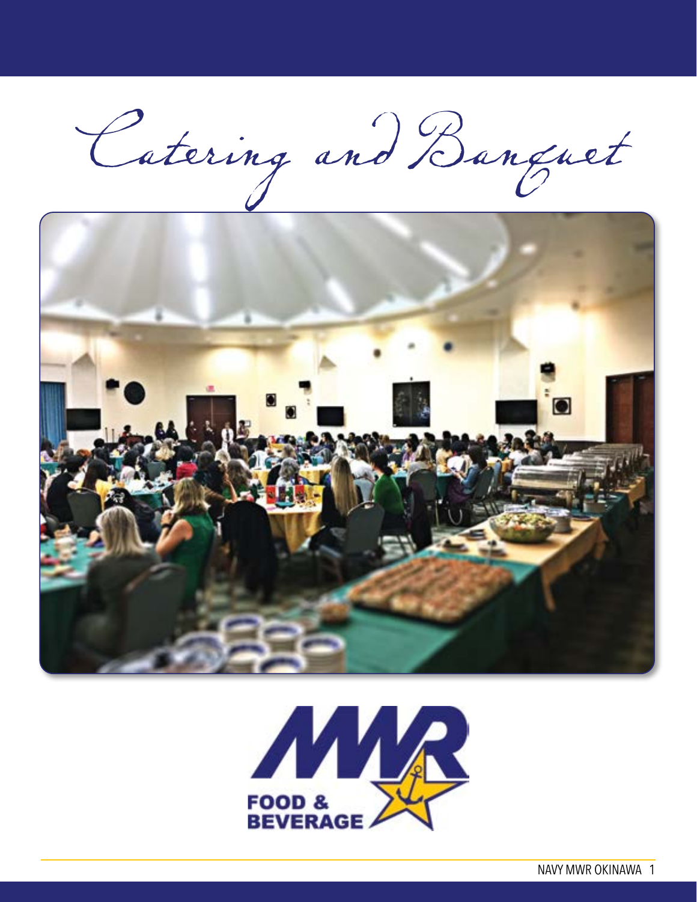# Catering and Banquet

MWR FOOD & BEVERAGE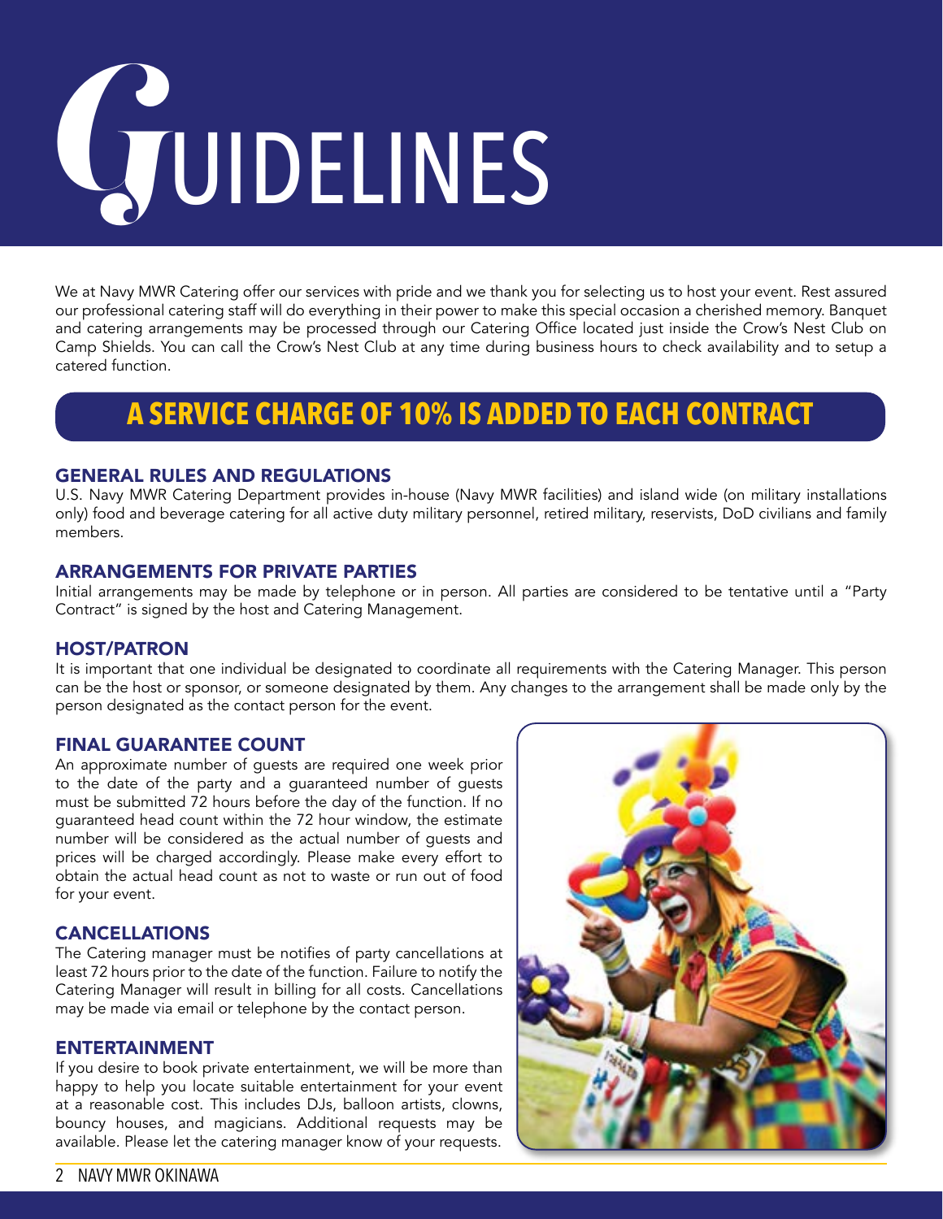# GUIDELINES

We at Navy MWR Catering offer our services with pride and we thank you for selecting us to host your event. Rest assured our professional catering staff will do everything in their power to make this special occasion a cherished memory. Banquet and catering arrangements may be processed through our Catering Office located just inside the Crow's Nest Club on Camp Shields. You can call the Crow's Nest Club at any time during business hours to check availability and to setup a catered function.

## A SERVICE CHARGE OF 10% IS ADDED TO EACH CONTRACT

### GENERAL RULES AND REGULATIONS

U.S. Navy MWR Catering Department provides in-house (Navy MWR facilities) and island wide (on military installations only) food and beverage catering for all active duty military personnel, retired military, reservists, DoD civilians and family members.

### ARRANGEMENTS FOR PRIVATE PARTIES

Initial arrangements may be made by telephone or in person. All parties are considered to be tentative until a "Party Contract" is signed by the host and Catering Management.

### HOST/PATRON

It is important that one individual be designated to coordinate all requirements with the Catering Manager. This person can be the host or sponsor, or someone designated by them. Any changes to the arrangement shall be made only by the person designated as the contact person for the event.

### FINAL GUARANTEE COUNT

An approximate number of guests are required one week prior to the date of the party and a guaranteed number of guests must be submitted 72 hours before the day of the function. If no guaranteed head count within the 72 hour window, the estimate number will be considered as the actual number of guests and prices will be charged accordingly. Please make every effort to obtain the actual head count as not to waste or run out of food for your event.

### CANCELLATIONS

The Catering manager must be notifies of party cancellations at least 72 hours prior to the date of the function. Failure to notify the Catering Manager will result in billing for all costs. Cancellations may be made via email or telephone by the contact person.

### ENTERTAINMENT

If you desire to book private entertainment, we will be more than happy to help you locate suitable entertainment for your event at a reasonable cost. This includes DJs, balloon artists, clowns, bouncy houses, and magicians. Additional requests may be available. Please let the catering manager know of your requests.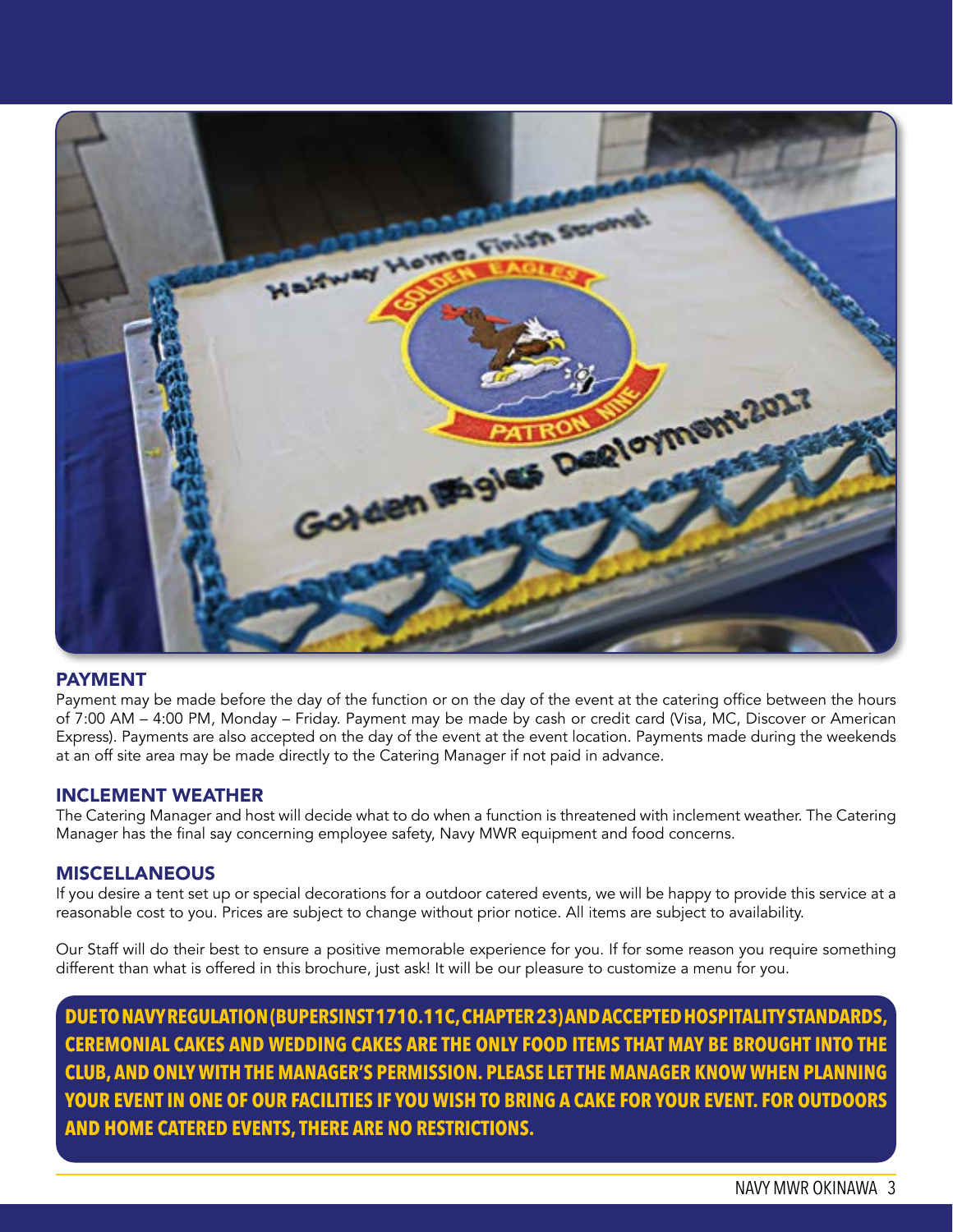## PAYMENT

Payment may be made before the day of the function or on the day of the event at the catering office between the hours of 7:00 AM – 4:00 PM, Monday – Friday. Payment may be made by cash or credit card (Visa, MC, Discover or American Express). Payments are also accepted on the day of the event at the event location. Payments made during the weekends at an off site area may be made directly to the Catering Manager if not paid in advance.

## INCLEMENT WEATHER

The Catering Manager and host will decide what to do when a function is threatened with inclement weather. The Catering Manager has the final say concerning employee safety, Navy MWR equipment and food concerns.

## MISCELLANEOUS

If you desire a tent set up or special decorations for a outdoor catered events, we will be happy to provide this service at a reasonable cost to you. Prices are subject to change without prior notice. All items are subject to availability.

Our Staff will do their best to ensure a positive memorable experience for you. If for some reason you require something different than what is offered in this brochure, just ask! It will be our pleasure to customize a menu for you.

**DUE TO NAVY REGULATION (BUPERSINST 1710.11C, CHAPTER 23) AND ACCEPTED HOSPITALITY STANDARDS, CEREMONIAL CAKES AND WEDDING CAKES ARE THE ONLY FOOD ITEMS THAT MAY BE BROUGHT INTO THE CLUB, AND ONLY WITH THE MANAGER'S PERMISSION. PLEASE LET THE MANAGER KNOW WHEN PLANNING YOUR EVENT IN ONE OF OUR FACILITIES IF YOU WISH TO BRING A CAKE FOR YOUR EVENT. FOR OUTDOORS AND HOME CATERED EVENTS, THERE ARE NO RESTRICTIONS.**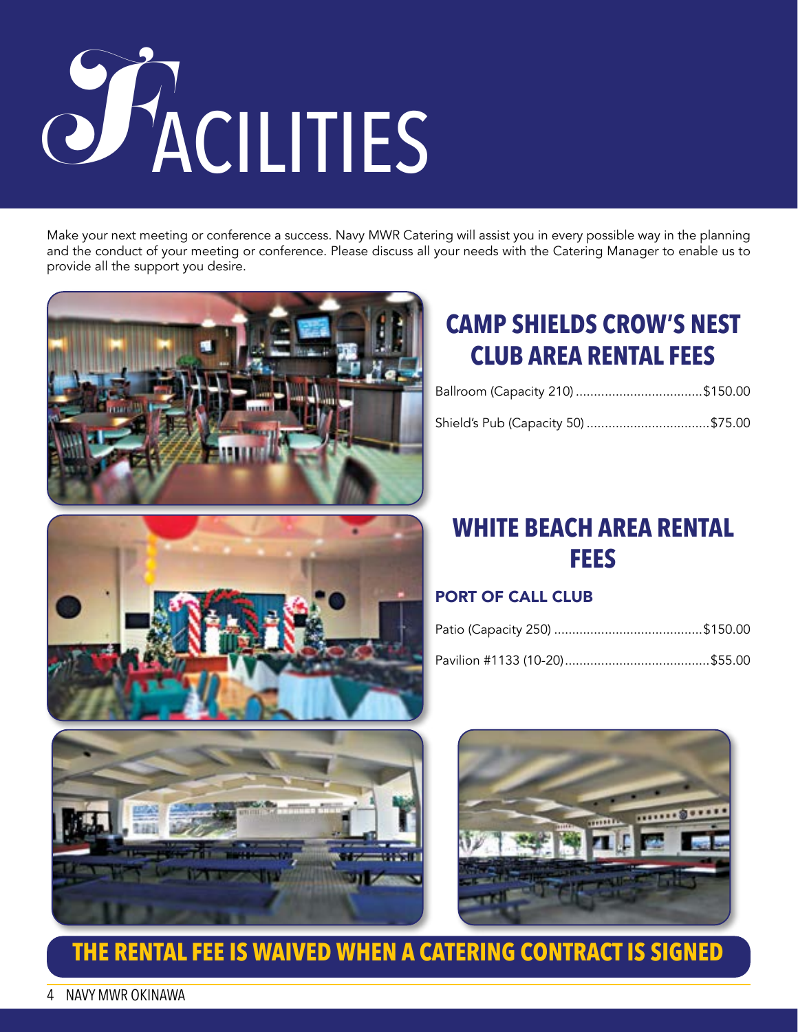# FACILITIES

Make your next meeting or conference a success. Navy MWR Catering will assist you in every possible way in the planning and the conduct of your meeting or conference. Please discuss all your needs with the Catering Manager to enable us to provide all the support you desire.

## CAMP SHIELDS CROW'S NEST CLUB AREA RENTAL FEES

Ballroom (Capacity 210) .................................. $150.00

Shield's Pub (Capacity 50) .................................. $75.00

## WHITE BEACH AREA RENTAL FEES

### PORT OF CALL CLUB

Patio (Capacity 250) .......................................... $150.00

Pavilion #1133 (10-20) ........................................ $55.00

**THE RENTAL FEE IS WAIVED WHEN A CATERING CONTRACT IS SIGNED**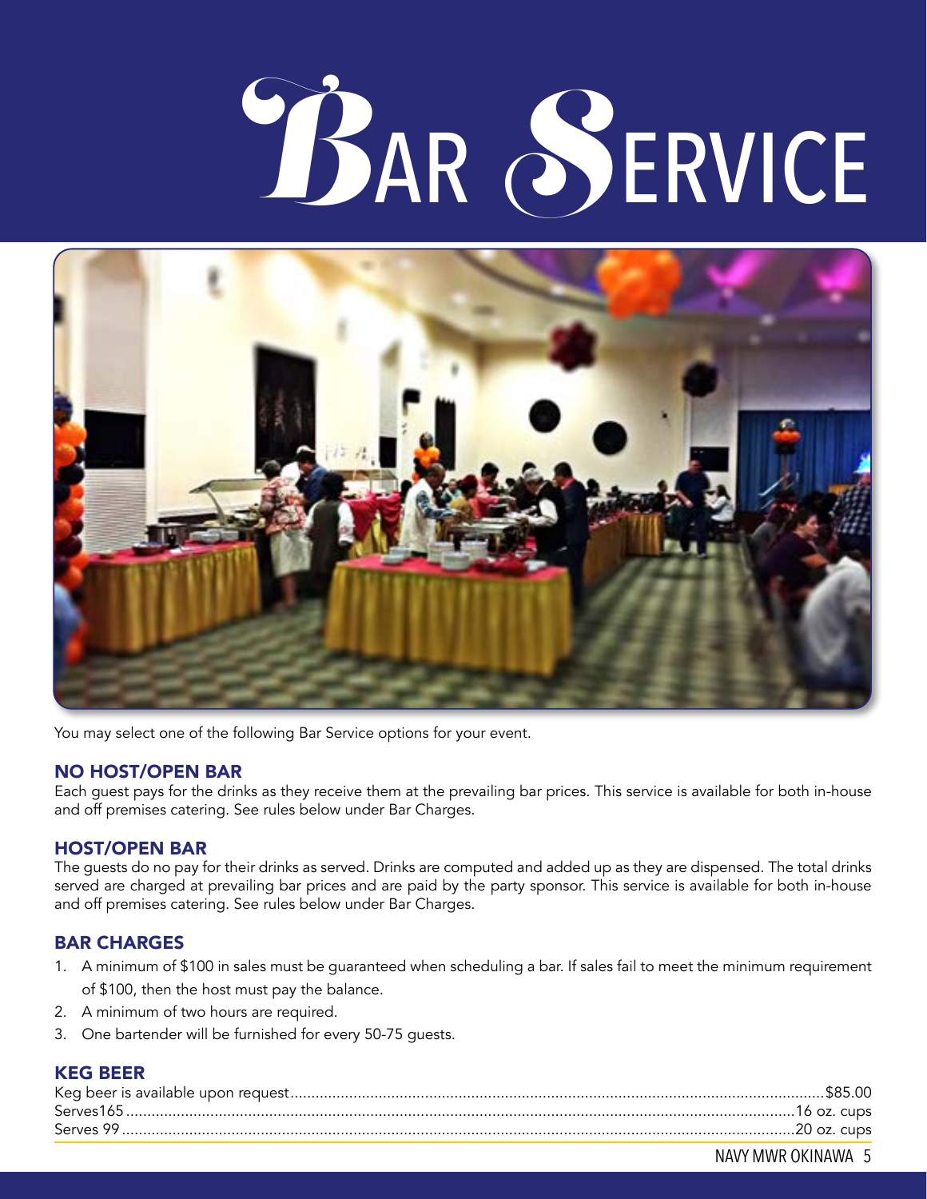# BAR SERVICE

You may select one of the following Bar Service options for your event.

## NO HOST/OPEN BAR

Each guest pays for the drinks as they receive them at the prevailing bar prices. This service is available for both in-house and off premises catering. See rules below under Bar Charges.

## HOST/OPEN BAR

The guests do no pay for their drinks as served. Drinks are computed and added up as they are dispensed. The total drinks served are charged at prevailing bar prices and are paid by the party sponsor. This service is available for both in-house and off premises catering. See rules below under Bar Charges.

## BAR CHARGES

1. A minimum of $100 in sales must be guaranteed when scheduling a bar. If sales fail to meet the minimum requirement of $100, then the host must pay the balance.
2. A minimum of two hours are required.
3. One bartender will be furnished for every 50-75 guests.

## KEG BEER

| | |
|---|---|
| Keg beer is available upon request | $85.00 |
| Serves165 | 16 oz. cups |
| Serves 99 | 20 oz. cups |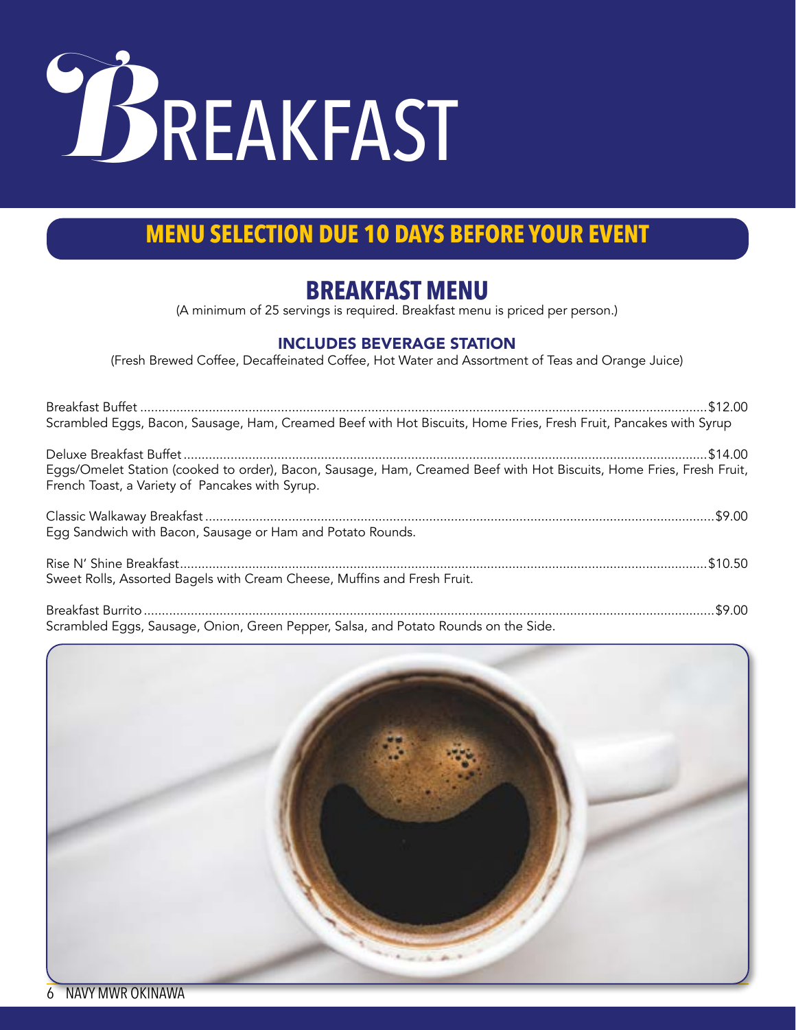# BREAKFAST

## MENU SELECTION DUE 10 DAYS BEFORE YOUR EVENT

## BREAKFAST MENU

(A minimum of 25 servings is required. Breakfast menu is priced per person.)

### INCLUDES BEVERAGE STATION

(Fresh Brewed Coffee, Decaffeinated Coffee, Hot Water and Assortment of Teas and Orange Juice)

Breakfast Buffet .......... $12.00
Scrambled Eggs, Bacon, Sausage, Ham, Creamed Beef with Hot Biscuits, Home Fries, Fresh Fruit, Pancakes with Syrup

Deluxe Breakfast Buffet .......... $14.00
Eggs/Omelet Station (cooked to order), Bacon, Sausage, Ham, Creamed Beef with Hot Biscuits, Home Fries, Fresh Fruit, French Toast, a Variety of Pancakes with Syrup.

Classic Walkaway Breakfast .......... $9.00
Egg Sandwich with Bacon, Sausage or Ham and Potato Rounds.

Rise N' Shine Breakfast .......... $10.50
Sweet Rolls, Assorted Bagels with Cream Cheese, Muffins and Fresh Fruit.

Breakfast Burrito .......... $9.00
Scrambled Eggs, Sausage, Onion, Green Pepper, Salsa, and Potato Rounds on the Side.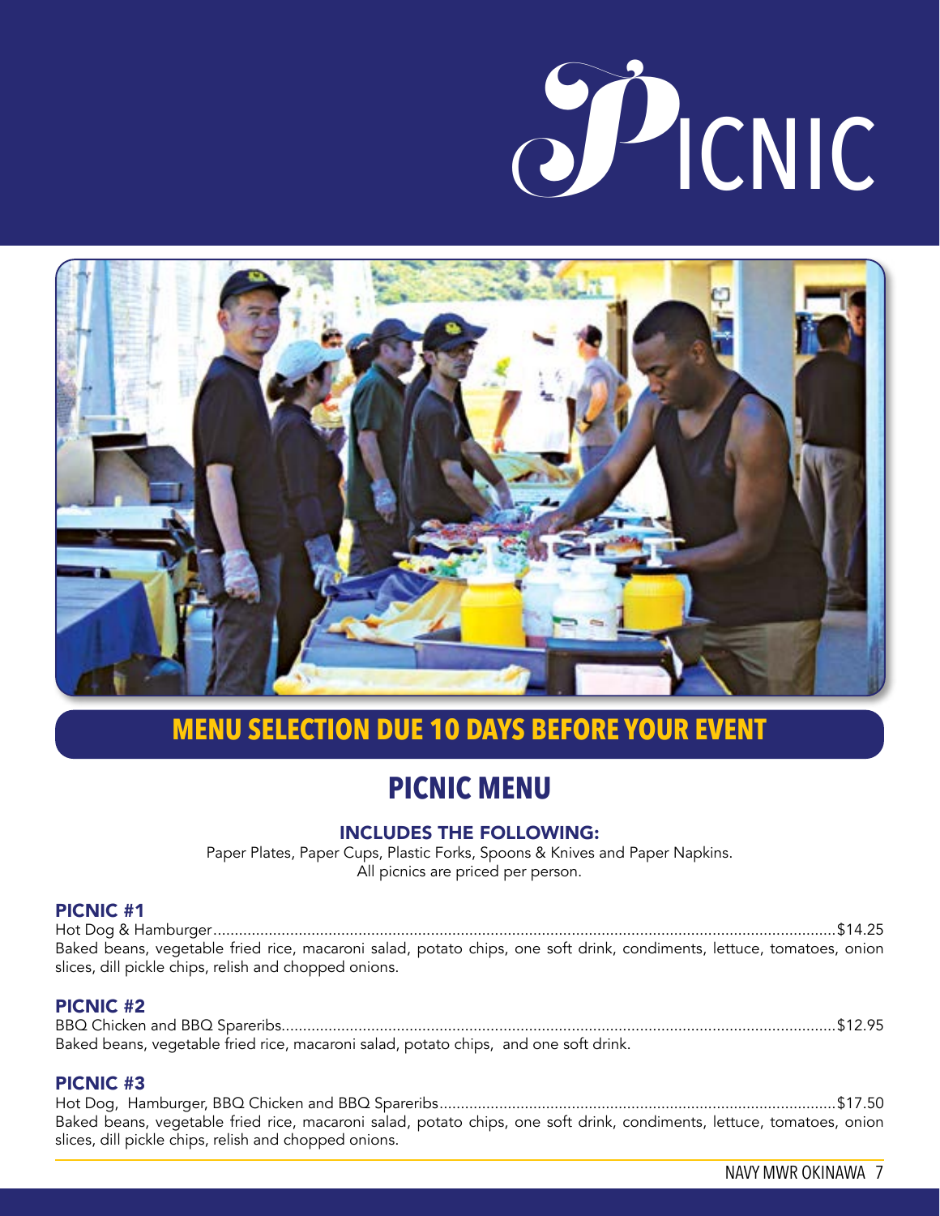# PICNIC

## MENU SELECTION DUE 10 DAYS BEFORE YOUR EVENT

## PICNIC MENU

### INCLUDES THE FOLLOWING:

Paper Plates, Paper Cups, Plastic Forks, Spoons & Knives and Paper Napkins.
All picnics are priced per person.

### PICNIC #1

Hot Dog & Hamburger....................$14.25

Baked beans, vegetable fried rice, macaroni salad, potato chips, one soft drink, condiments, lettuce, tomatoes, onion slices, dill pickle chips, relish and chopped onions.

### PICNIC #2

BBQ Chicken and BBQ Spareribs....................$12.95

Baked beans, vegetable fried rice, macaroni salad, potato chips, and one soft drink.

### PICNIC #3

Hot Dog, Hamburger, BBQ Chicken and BBQ Spareribs....................$17.50

Baked beans, vegetable fried rice, macaroni salad, potato chips, one soft drink, condiments, lettuce, tomatoes, onion slices, dill pickle chips, relish and chopped onions.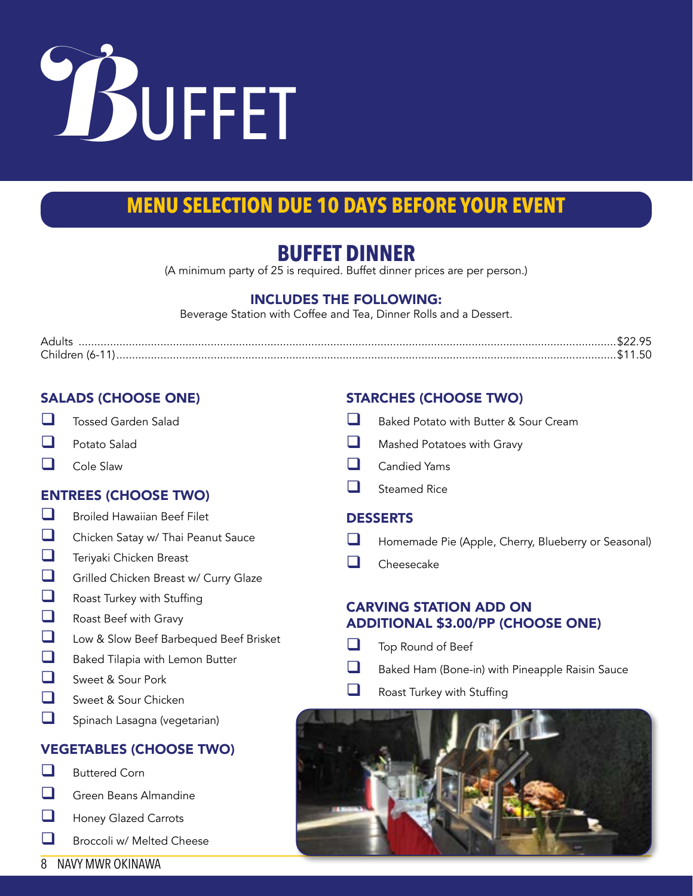# BUFFET

## MENU SELECTION DUE 10 DAYS BEFORE YOUR EVENT

## BUFFET DINNER

(A minimum party of 25 is required. Buffet dinner prices are per person.)

### INCLUDES THE FOLLOWING:

Beverage Station with Coffee and Tea, Dinner Rolls and a Dessert.

| | |
|---|---|
| Adults | $22.95 |
| Children (6-11) | $11.50 |

### SALADS (CHOOSE ONE)

- ❑ Tossed Garden Salad
- ❑ Potato Salad
- ❑ Cole Slaw

### ENTREES (CHOOSE TWO)

- ❑ Broiled Hawaiian Beef Filet
- ❑ Chicken Satay w/ Thai Peanut Sauce
- ❑ Teriyaki Chicken Breast
- ❑ Grilled Chicken Breast w/ Curry Glaze
- ❑ Roast Turkey with Stuffing
- ❑ Roast Beef with Gravy
- ❑ Low & Slow Beef Barbequed Beef Brisket
- ❑ Baked Tilapia with Lemon Butter
- ❑ Sweet & Sour Pork
- ❑ Sweet & Sour Chicken
- ❑ Spinach Lasagna (vegetarian)

### VEGETABLES (CHOOSE TWO)

- ❑ Buttered Corn
- ❑ Green Beans Almandine
- ❑ Honey Glazed Carrots
- ❑ Broccoli w/ Melted Cheese

### STARCHES (CHOOSE TWO)

- ❑ Baked Potato with Butter & Sour Cream
- ❑ Mashed Potatoes with Gravy
- ❑ Candied Yams
- ❑ Steamed Rice

### DESSERTS

- ❑ Homemade Pie (Apple, Cherry, Blueberry or Seasonal)
- ❑ Cheesecake

### CARVING STATION ADD ON ADDITIONAL $3.00/PP (CHOOSE ONE)

- ❑ Top Round of Beef
- ❑ Baked Ham (Bone-in) with Pineapple Raisin Sauce
- ❑ Roast Turkey with Stuffing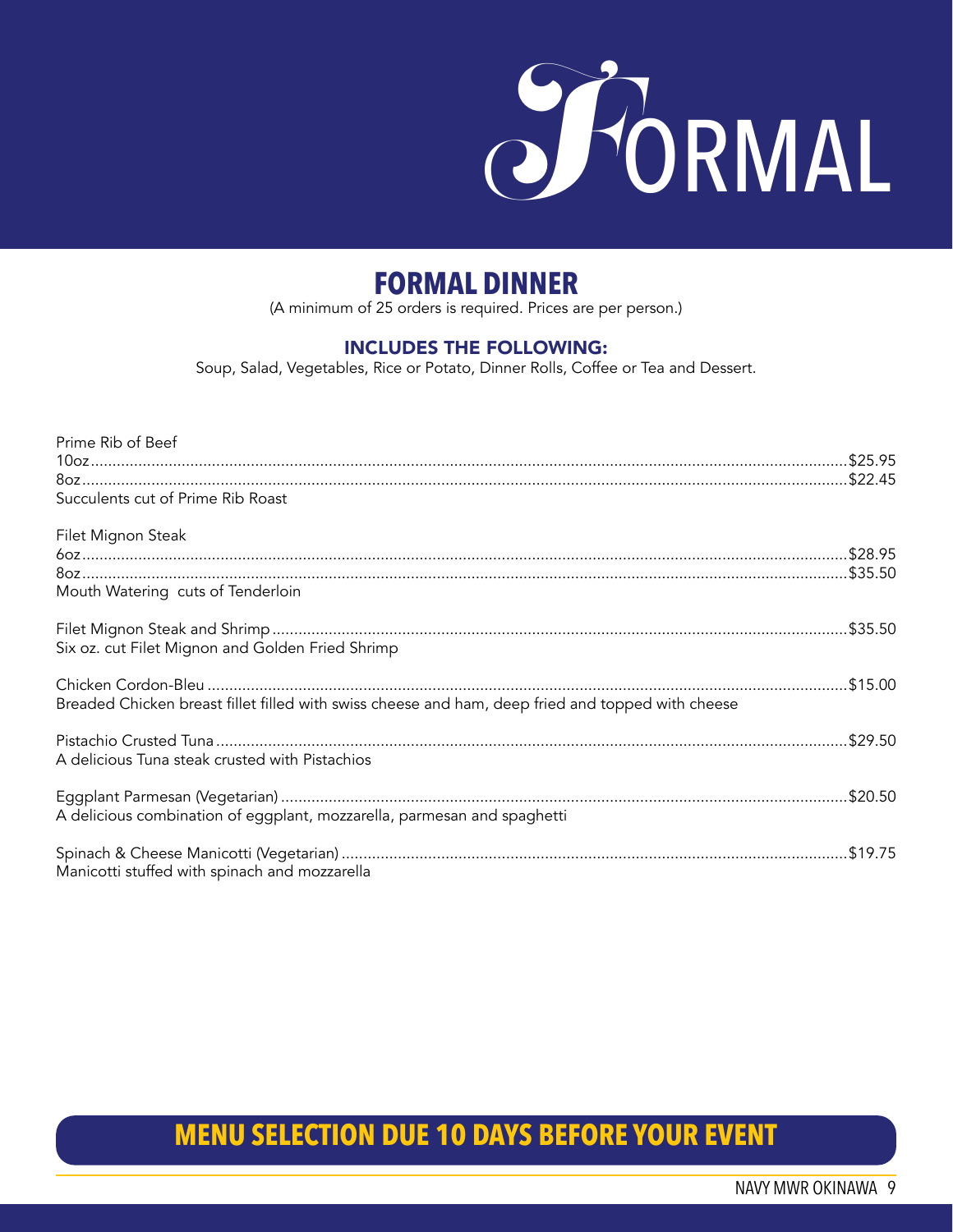# FORMAL

## FORMAL DINNER

(A minimum of 25 orders is required. Prices are per person.)

### INCLUDES THE FOLLOWING:

Soup, Salad, Vegetables, Rice or Potato, Dinner Rolls, Coffee or Tea and Dessert.

Prime Rib of Beef
10oz.......................................................................................................................$25.95
8oz.........................................................................................................................$22.45
Succulents cut of Prime Rib Roast

Filet Mignon Steak
6oz.........................................................................................................................$28.95
8oz.........................................................................................................................$35.50
Mouth Watering cuts of Tenderloin

Filet Mignon Steak and Shrimp ..............................................................................$35.50
Six oz. cut Filet Mignon and Golden Fried Shrimp

Chicken Cordon-Bleu ..............................................................................................$15.00
Breaded Chicken breast fillet filled with swiss cheese and ham, deep fried and topped with cheese

Pistachio Crusted Tuna ...........................................................................................$29.50
A delicious Tuna steak crusted with Pistachios

Eggplant Parmesan (Vegetarian) .............................................................................$20.50
A delicious combination of eggplant, mozzarella, parmesan and spaghetti

Spinach & Cheese Manicotti (Vegetarian) ...............................................................$19.75
Manicotti stuffed with spinach and mozzarella

**MENU SELECTION DUE 10 DAYS BEFORE YOUR EVENT**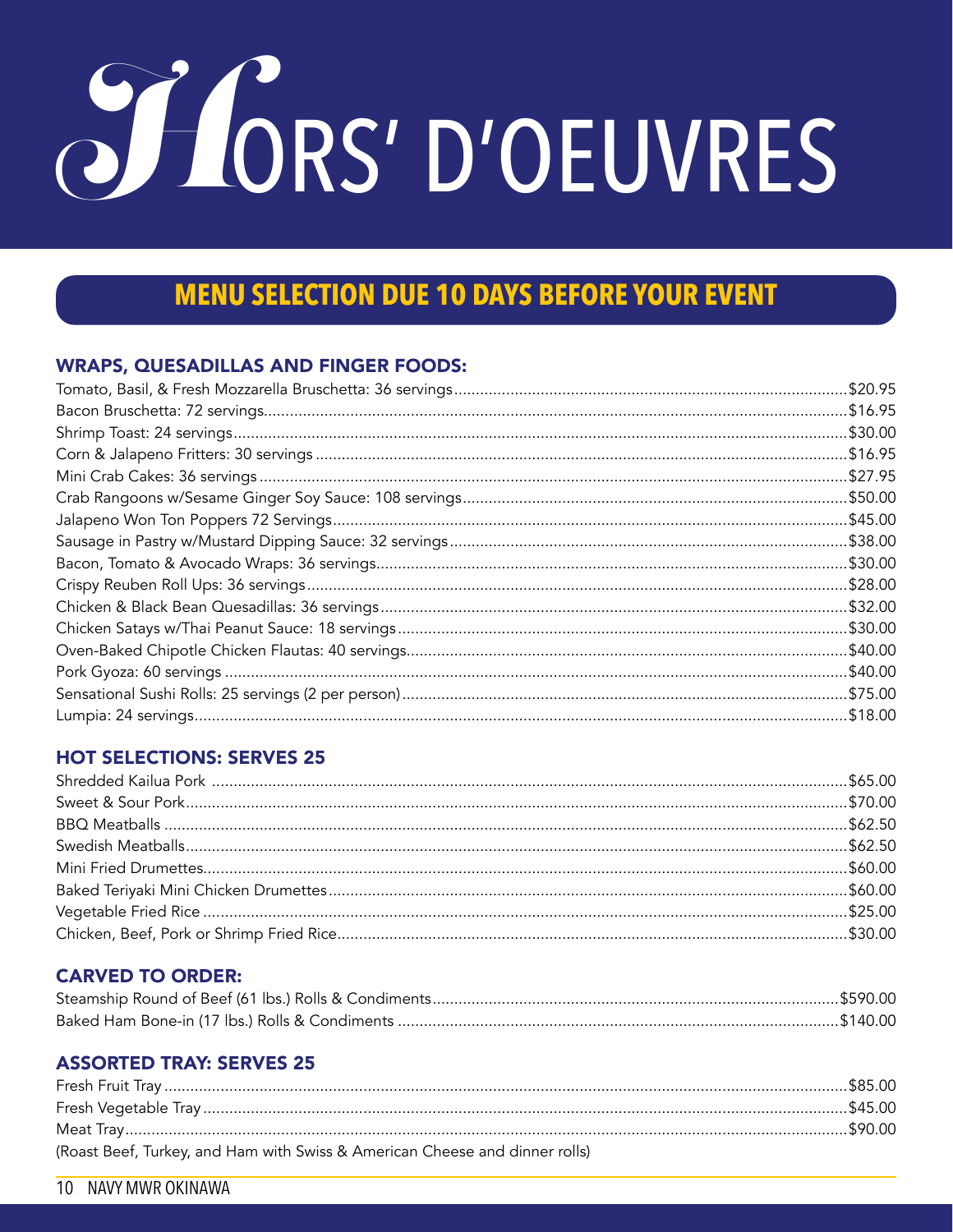# HORS' D'OEUVRES

## MENU SELECTION DUE 10 DAYS BEFORE YOUR EVENT

### WRAPS, QUESADILLAS AND FINGER FOODS:

| Item | Price |
|---|---|
| Tomato, Basil, & Fresh Mozzarella Bruschetta: 36 servings | $20.95 |
| Bacon Bruschetta: 72 servings | $16.95 |
| Shrimp Toast: 24 servings | $30.00 |
| Corn & Jalapeno Fritters: 30 servings | $16.95 |
| Mini Crab Cakes: 36 servings | $27.95 |
| Crab Rangoons w/Sesame Ginger Soy Sauce: 108 servings | $50.00 |
| Jalapeno Won Ton Poppers 72 Servings | $45.00 |
| Sausage in Pastry w/Mustard Dipping Sauce: 32 servings | $38.00 |
| Bacon, Tomato & Avocado Wraps: 36 servings | $30.00 |
| Crispy Reuben Roll Ups: 36 servings | $28.00 |
| Chicken & Black Bean Quesadillas: 36 servings | $32.00 |
| Chicken Satays w/Thai Peanut Sauce: 18 servings | $30.00 |
| Oven-Baked Chipotle Chicken Flautas: 40 servings | $40.00 |
| Pork Gyoza: 60 servings | $40.00 |
| Sensational Sushi Rolls: 25 servings (2 per person) | $75.00 |
| Lumpia: 24 servings | $18.00 |

### HOT SELECTIONS: SERVES 25

| Item | Price |
|---|---|
| Shredded Kailua Pork | $65.00 |
| Sweet & Sour Pork | $70.00 |
| BBQ Meatballs | $62.50 |
| Swedish Meatballs | $62.50 |
| Mini Fried Drumettes | $60.00 |
| Baked Teriyaki Mini Chicken Drumettes | $60.00 |
| Vegetable Fried Rice | $25.00 |
| Chicken, Beef, Pork or Shrimp Fried Rice | $30.00 |

### CARVED TO ORDER:

| Item | Price |
|---|---|
| Steamship Round of Beef (61 lbs.) Rolls & Condiments | $590.00 |
| Baked Ham Bone-in (17 lbs.) Rolls & Condiments | $140.00 |

### ASSORTED TRAY: SERVES 25

| Item | Price |
|---|---|
| Fresh Fruit Tray | $85.00 |
| Fresh Vegetable Tray | $45.00 |
| Meat Tray | $90.00 |

(Roast Beef, Turkey, and Ham with Swiss & American Cheese and dinner rolls)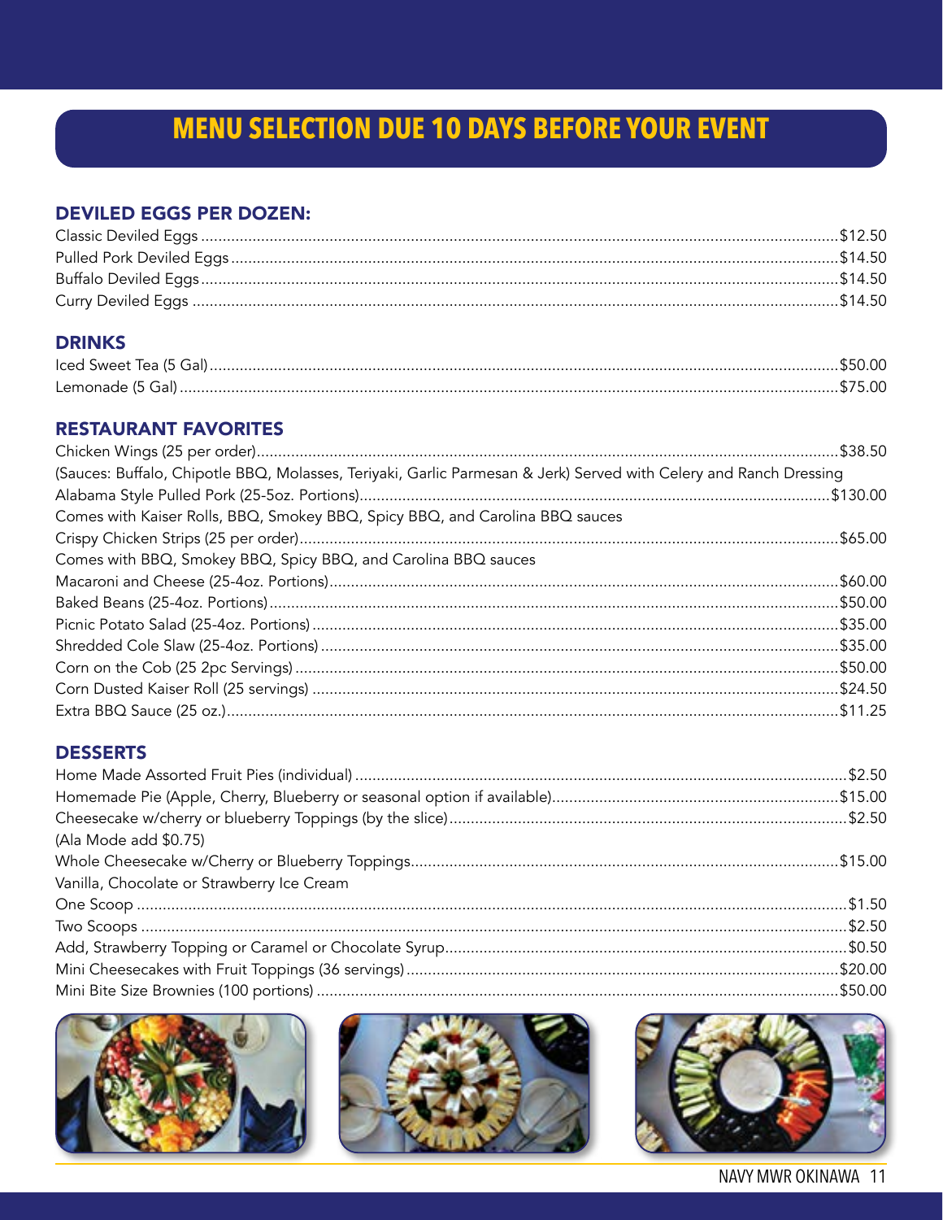# MENU SELECTION DUE 10 DAYS BEFORE YOUR EVENT

## DEVILED EGGS PER DOZEN:

| Item | Price |
|---|---|
| Classic Deviled Eggs | $12.50 |
| Pulled Pork Deviled Eggs | $14.50 |
| Buffalo Deviled Eggs | $14.50 |
| Curry Deviled Eggs | $14.50 |

## DRINKS

| Item | Price |
|---|---|
| Iced Sweet Tea (5 Gal) | $50.00 |
| Lemonade (5 Gal) | $75.00 |

## RESTAURANT FAVORITES

| Item | Price |
|---|---|
| Chicken Wings (25 per order) | $38.50 |
| (Sauces: Buffalo, Chipotle BBQ, Molasses, Teriyaki, Garlic Parmesan & Jerk) Served with Celery and Ranch Dressing | |
| Alabama Style Pulled Pork (25-5oz. Portions) | $130.00 |
| Comes with Kaiser Rolls, BBQ, Smokey BBQ, Spicy BBQ, and Carolina BBQ sauces | |
| Crispy Chicken Strips (25 per order) | $65.00 |
| Comes with BBQ, Smokey BBQ, Spicy BBQ, and Carolina BBQ sauces | |
| Macaroni and Cheese (25-4oz. Portions) | $60.00 |
| Baked Beans (25-4oz. Portions) | $50.00 |
| Picnic Potato Salad (25-4oz. Portions) | $35.00 |
| Shredded Cole Slaw (25-4oz. Portions) | $35.00 |
| Corn on the Cob (25 2pc Servings) | $50.00 |
| Corn Dusted Kaiser Roll (25 servings) | $24.50 |
| Extra BBQ Sauce (25 oz.) | $11.25 |

## DESSERTS

| Item | Price |
|---|---|
| Home Made Assorted Fruit Pies (individual) | $2.50 |
| Homemade Pie (Apple, Cherry, Blueberry or seasonal option if available) | $15.00 |
| Cheesecake w/cherry or blueberry Toppings (by the slice) | $2.50 |
| (Ala Mode add $0.75) | |
| Whole Cheesecake w/Cherry or Blueberry Toppings | $15.00 |
| Vanilla, Chocolate or Strawberry Ice Cream | |
| One Scoop | $1.50 |
| Two Scoops | $2.50 |
| Add, Strawberry Topping or Caramel or Chocolate Syrup | $0.50 |
| Mini Cheesecakes with Fruit Toppings (36 servings) | $20.00 |
| Mini Bite Size Brownies (100 portions) | $50.00 |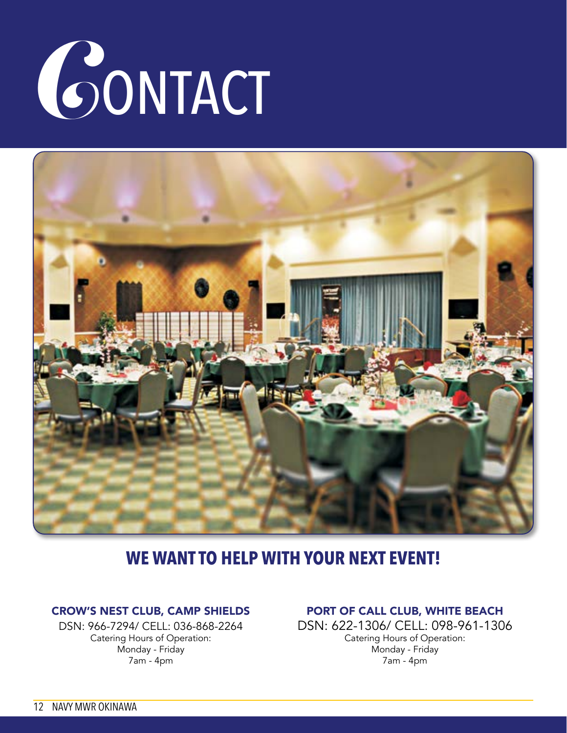# CONTACT

## WE WANT TO HELP WITH YOUR NEXT EVENT!

### CROW'S NEST CLUB, CAMP SHIELDS

DSN: 966-7294/ CELL: 036-868-2264

Catering Hours of Operation:
Monday - Friday
7am - 4pm

### PORT OF CALL CLUB, WHITE BEACH

DSN: 622-1306/ CELL: 098-961-1306

Catering Hours of Operation:
Monday - Friday
7am - 4pm